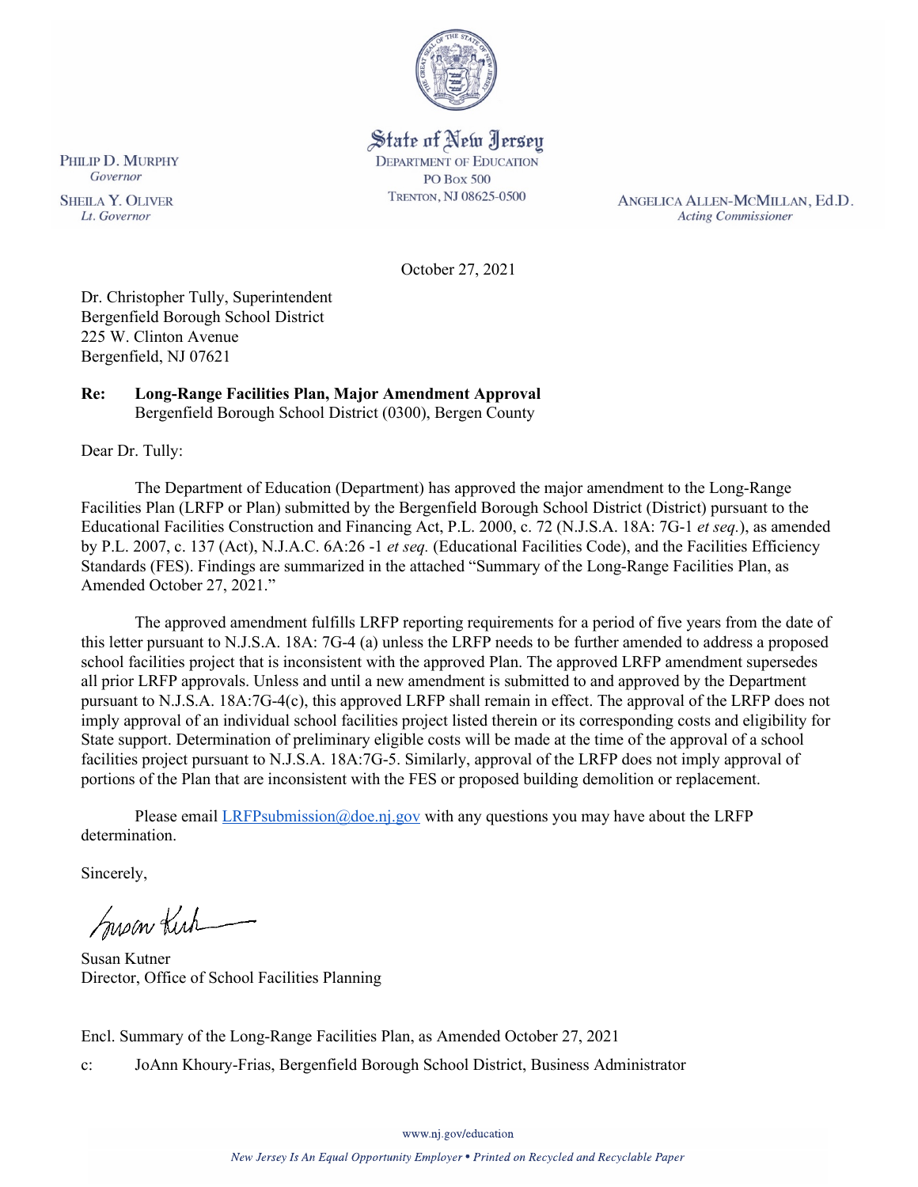State of New Jersey
DEPARTMENT OF EDUCATION
PO Box 500
TRENTON, NJ 08625-0500

PHILIP D. MURPHY
*Governor*

SHEILA Y. OLIVER
*Lt. Governor*

ANGELICA ALLEN-MCMILLAN, Ed.D.
*Acting Commissioner*

October 27, 2021

Dr. Christopher Tully, Superintendent
Bergenfield Borough School District
225 W. Clinton Avenue
Bergenfield, NJ 07621

**Re: Long-Range Facilities Plan, Major Amendment Approval**
Bergenfield Borough School District (0300), Bergen County

Dear Dr. Tully:

The Department of Education (Department) has approved the major amendment to the Long-Range Facilities Plan (LRFP or Plan) submitted by the Bergenfield Borough School District (District) pursuant to the Educational Facilities Construction and Financing Act, P.L. 2000, c. 72 (N.J.S.A. 18A: 7G-1 *et seq.*), as amended by P.L. 2007, c. 137 (Act), N.J.A.C. 6A:26 -1 *et seq.* (Educational Facilities Code), and the Facilities Efficiency Standards (FES). Findings are summarized in the attached "Summary of the Long-Range Facilities Plan, as Amended October 27, 2021."

The approved amendment fulfills LRFP reporting requirements for a period of five years from the date of this letter pursuant to N.J.S.A. 18A: 7G-4 (a) unless the LRFP needs to be further amended to address a proposed school facilities project that is inconsistent with the approved Plan. The approved LRFP amendment supersedes all prior LRFP approvals. Unless and until a new amendment is submitted to and approved by the Department pursuant to N.J.S.A. 18A:7G-4(c), this approved LRFP shall remain in effect. The approval of the LRFP does not imply approval of an individual school facilities project listed therein or its corresponding costs and eligibility for State support. Determination of preliminary eligible costs will be made at the time of the approval of a school facilities project pursuant to N.J.S.A. 18A:7G-5. Similarly, approval of the LRFP does not imply approval of portions of the Plan that are inconsistent with the FES or proposed building demolition or replacement.

Please email LRFPsubmission@doe.nj.gov with any questions you may have about the LRFP determination.

Sincerely,

Susan Kutner
Director, Office of School Facilities Planning

Encl. Summary of the Long-Range Facilities Plan, as Amended October 27, 2021

c: JoAnn Khoury-Frias, Bergenfield Borough School District, Business Administrator

www.nj.gov/education

*New Jersey Is An Equal Opportunity Employer • Printed on Recycled and Recyclable Paper*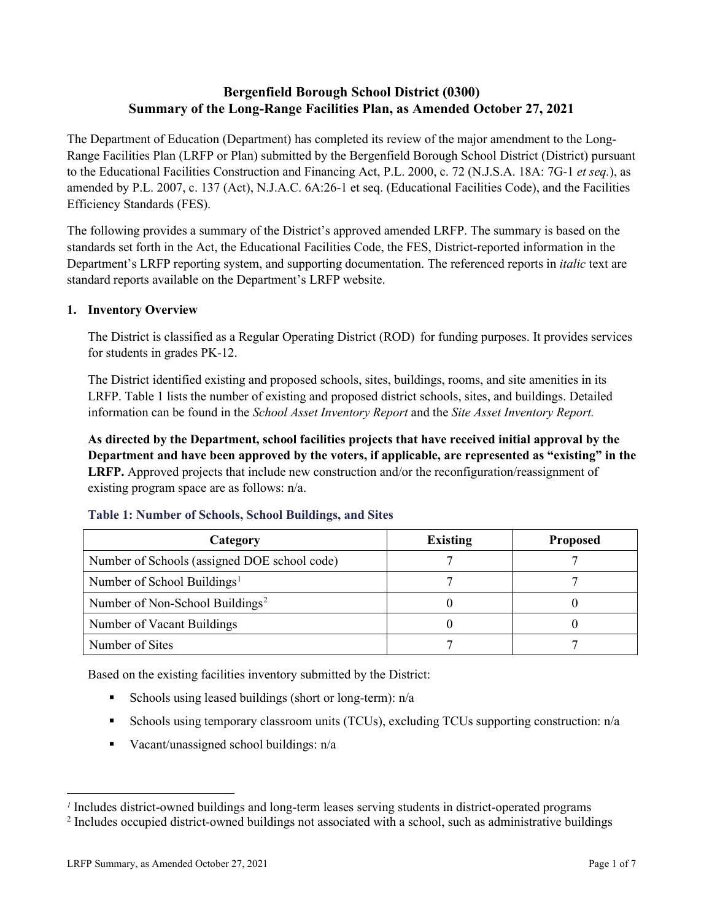# Bergenfield Borough School District (0300)
# Summary of the Long-Range Facilities Plan, as Amended October 27, 2021

The Department of Education (Department) has completed its review of the major amendment to the Long-Range Facilities Plan (LRFP or Plan) submitted by the Bergenfield Borough School District (District) pursuant to the Educational Facilities Construction and Financing Act, P.L. 2000, c. 72 (N.J.S.A. 18A: 7G-1 *et seq.*), as amended by P.L. 2007, c. 137 (Act), N.J.A.C. 6A:26-1 et seq. (Educational Facilities Code), and the Facilities Efficiency Standards (FES).

The following provides a summary of the District's approved amended LRFP. The summary is based on the standards set forth in the Act, the Educational Facilities Code, the FES, District-reported information in the Department's LRFP reporting system, and supporting documentation. The referenced reports in *italic* text are standard reports available on the Department's LRFP website.

## 1. Inventory Overview

The District is classified as a Regular Operating District (ROD) for funding purposes. It provides services for students in grades PK-12.

The District identified existing and proposed schools, sites, buildings, rooms, and site amenities in its LRFP. Table 1 lists the number of existing and proposed district schools, sites, and buildings. Detailed information can be found in the *School Asset Inventory Report* and the *Site Asset Inventory Report.*

**As directed by the Department, school facilities projects that have received initial approval by the Department and have been approved by the voters, if applicable, are represented as "existing" in the LRFP.** Approved projects that include new construction and/or the reconfiguration/reassignment of existing program space are as follows: n/a.

### Table 1: Number of Schools, School Buildings, and Sites

| Category | Existing | Proposed |
|---|---|---|
| Number of Schools (assigned DOE school code) | 7 | 7 |
| Number of School Buildings[1] | 7 | 7 |
| Number of Non-School Buildings[2] | 0 | 0 |
| Number of Vacant Buildings | 0 | 0 |
| Number of Sites | 7 | 7 |

Based on the existing facilities inventory submitted by the District:

- Schools using leased buildings (short or long-term): n/a
- Schools using temporary classroom units (TCUs), excluding TCUs supporting construction: n/a
- Vacant/unassigned school buildings: n/a

[1] Includes district-owned buildings and long-term leases serving students in district-operated programs

[2] Includes occupied district-owned buildings not associated with a school, such as administrative buildings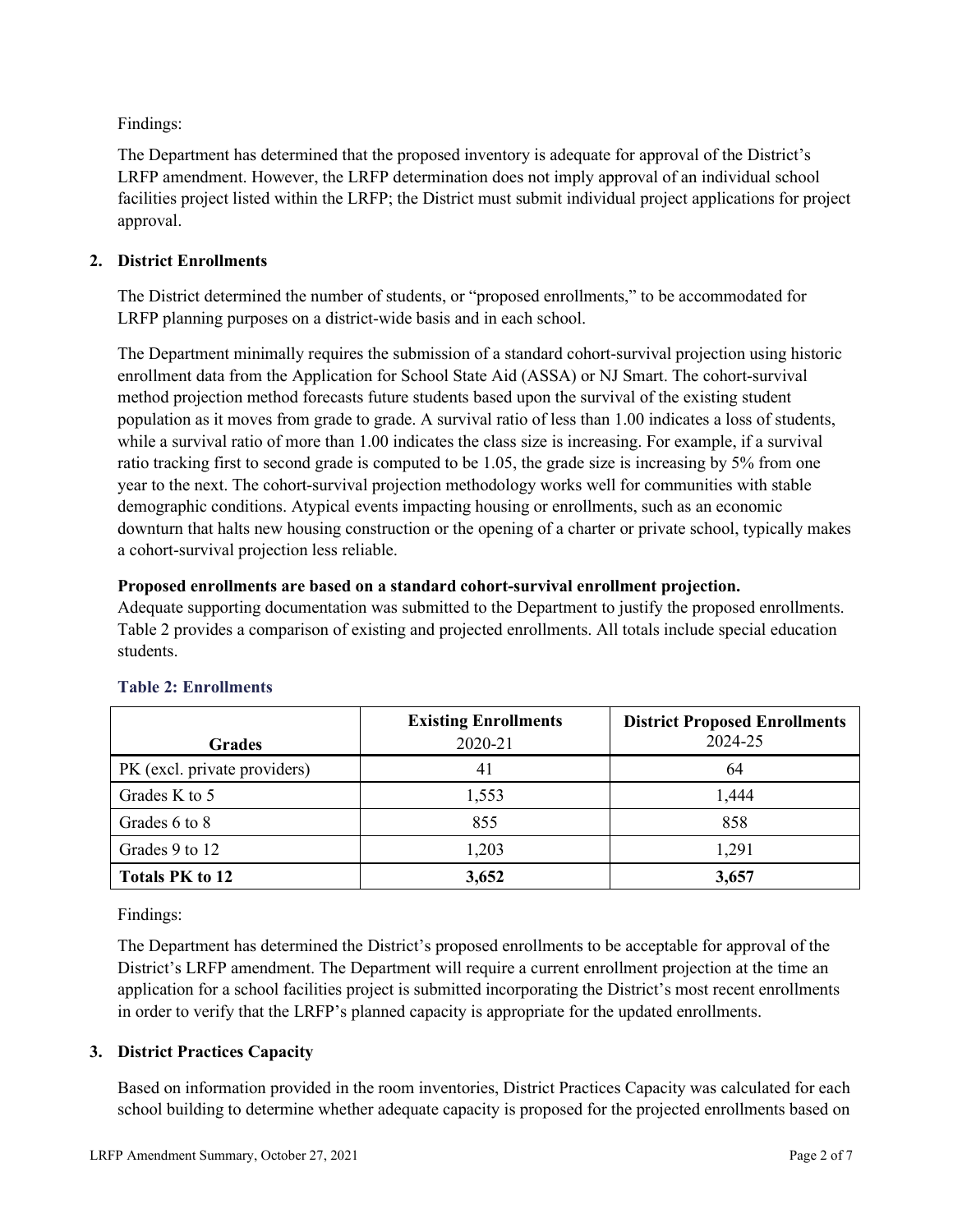Findings:

The Department has determined that the proposed inventory is adequate for approval of the District's LRFP amendment. However, the LRFP determination does not imply approval of an individual school facilities project listed within the LRFP; the District must submit individual project applications for project approval.

## 2. District Enrollments

The District determined the number of students, or "proposed enrollments," to be accommodated for LRFP planning purposes on a district-wide basis and in each school.

The Department minimally requires the submission of a standard cohort-survival projection using historic enrollment data from the Application for School State Aid (ASSA) or NJ Smart. The cohort-survival method projection method forecasts future students based upon the survival of the existing student population as it moves from grade to grade. A survival ratio of less than 1.00 indicates a loss of students, while a survival ratio of more than 1.00 indicates the class size is increasing. For example, if a survival ratio tracking first to second grade is computed to be 1.05, the grade size is increasing by 5% from one year to the next. The cohort-survival projection methodology works well for communities with stable demographic conditions. Atypical events impacting housing or enrollments, such as an economic downturn that halts new housing construction or the opening of a charter or private school, typically makes a cohort-survival projection less reliable.

**Proposed enrollments are based on a standard cohort-survival enrollment projection.**
Adequate supporting documentation was submitted to the Department to justify the proposed enrollments. Table 2 provides a comparison of existing and projected enrollments. All totals include special education students.

**Table 2: Enrollments**

| Grades | **Existing Enrollments** 2020-21 | **District Proposed Enrollments** 2024-25 |
|---|---|---|
| PK (excl. private providers) | 41 | 64 |
| Grades K to 5 | 1,553 | 1,444 |
| Grades 6 to 8 | 855 | 858 |
| Grades 9 to 12 | 1,203 | 1,291 |
| **Totals PK to 12** | **3,652** | **3,657** |

Findings:

The Department has determined the District's proposed enrollments to be acceptable for approval of the District's LRFP amendment. The Department will require a current enrollment projection at the time an application for a school facilities project is submitted incorporating the District's most recent enrollments in order to verify that the LRFP's planned capacity is appropriate for the updated enrollments.

## 3. District Practices Capacity

Based on information provided in the room inventories, District Practices Capacity was calculated for each school building to determine whether adequate capacity is proposed for the projected enrollments based on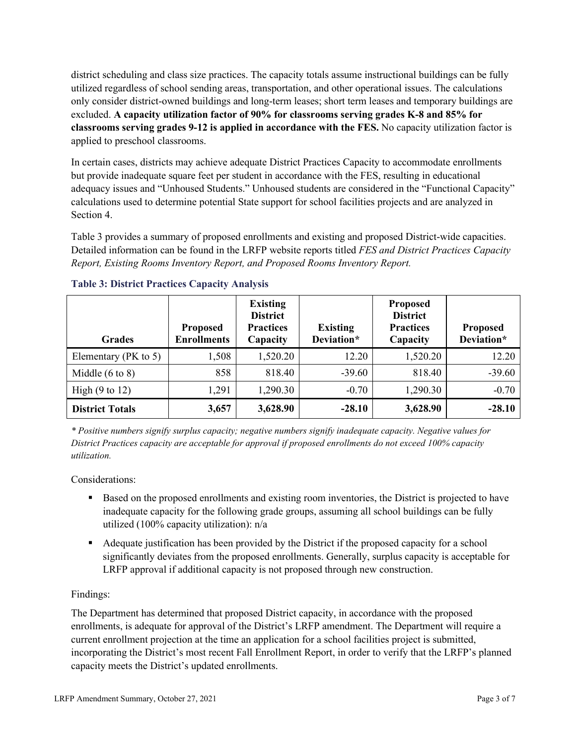district scheduling and class size practices. The capacity totals assume instructional buildings can be fully utilized regardless of school sending areas, transportation, and other operational issues. The calculations only consider district-owned buildings and long-term leases; short term leases and temporary buildings are excluded. **A capacity utilization factor of 90% for classrooms serving grades K-8 and 85% for classrooms serving grades 9-12 is applied in accordance with the FES.** No capacity utilization factor is applied to preschool classrooms.

In certain cases, districts may achieve adequate District Practices Capacity to accommodate enrollments but provide inadequate square feet per student in accordance with the FES, resulting in educational adequacy issues and "Unhoused Students." Unhoused students are considered in the "Functional Capacity" calculations used to determine potential State support for school facilities projects and are analyzed in Section 4.

Table 3 provides a summary of proposed enrollments and existing and proposed District-wide capacities. Detailed information can be found in the LRFP website reports titled *FES and District Practices Capacity Report, Existing Rooms Inventory Report, and Proposed Rooms Inventory Report.*

### Table 3: District Practices Capacity Analysis

| Grades | Proposed Enrollments | Existing District Practices Capacity | Existing Deviation* | Proposed District Practices Capacity | Proposed Deviation* |
|---|---|---|---|---|---|
| Elementary (PK to 5) | 1,508 | 1,520.20 | 12.20 | 1,520.20 | 12.20 |
| Middle (6 to 8) | 858 | 818.40 | -39.60 | 818.40 | -39.60 |
| High (9 to 12) | 1,291 | 1,290.30 | -0.70 | 1,290.30 | -0.70 |
| **District Totals** | **3,657** | **3,628.90** | **-28.10** | **3,628.90** | **-28.10** |

*\* Positive numbers signify surplus capacity; negative numbers signify inadequate capacity. Negative values for District Practices capacity are acceptable for approval if proposed enrollments do not exceed 100% capacity utilization.*

Considerations:

- Based on the proposed enrollments and existing room inventories, the District is projected to have inadequate capacity for the following grade groups, assuming all school buildings can be fully utilized (100% capacity utilization): n/a
- Adequate justification has been provided by the District if the proposed capacity for a school significantly deviates from the proposed enrollments. Generally, surplus capacity is acceptable for LRFP approval if additional capacity is not proposed through new construction.

Findings:

The Department has determined that proposed District capacity, in accordance with the proposed enrollments, is adequate for approval of the District's LRFP amendment. The Department will require a current enrollment projection at the time an application for a school facilities project is submitted, incorporating the District's most recent Fall Enrollment Report, in order to verify that the LRFP's planned capacity meets the District's updated enrollments.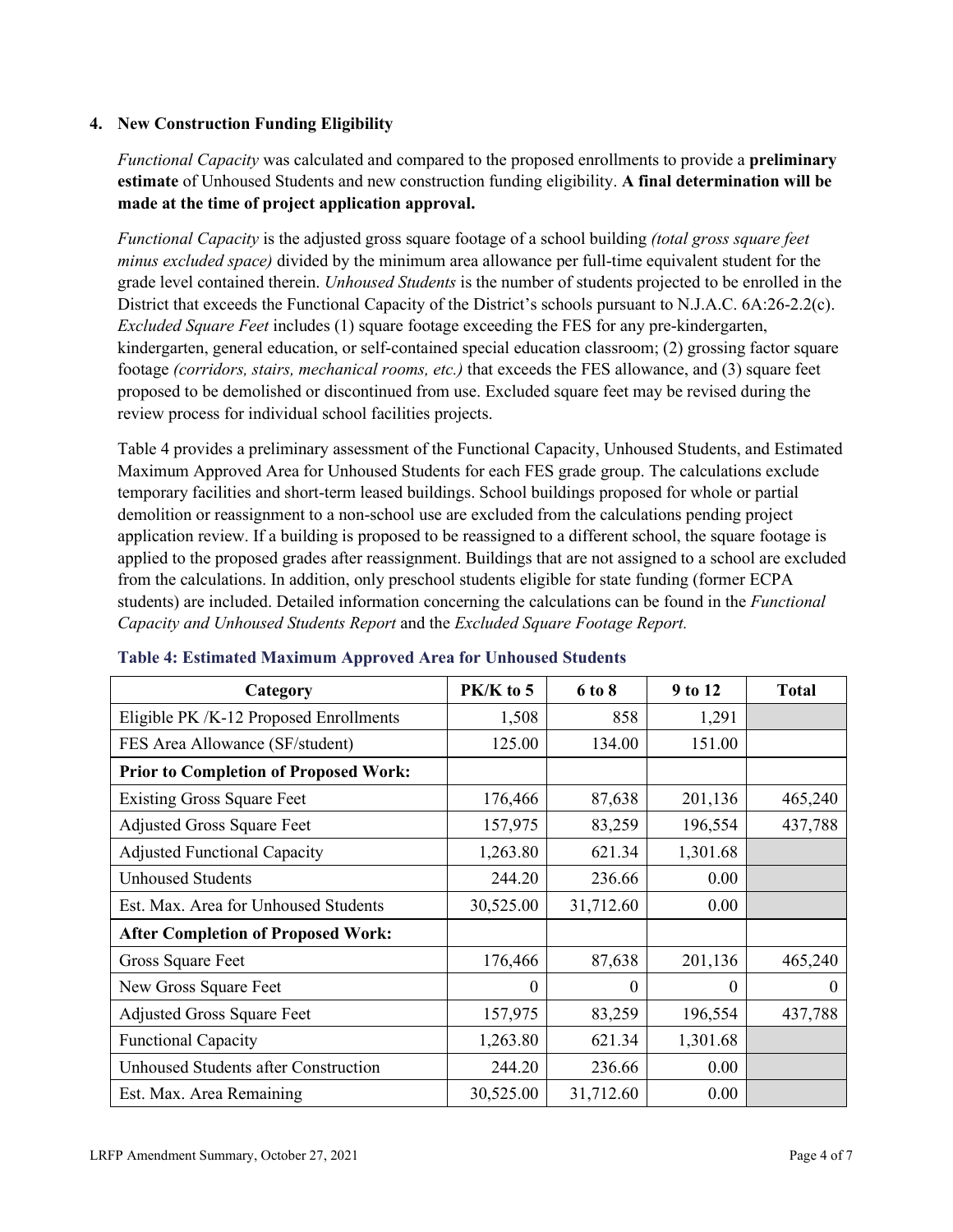### 4. New Construction Funding Eligibility

*Functional Capacity* was calculated and compared to the proposed enrollments to provide a **preliminary estimate** of Unhoused Students and new construction funding eligibility. **A final determination will be made at the time of project application approval.**

*Functional Capacity* is the adjusted gross square footage of a school building *(total gross square feet minus excluded space)* divided by the minimum area allowance per full-time equivalent student for the grade level contained therein. *Unhoused Students* is the number of students projected to be enrolled in the District that exceeds the Functional Capacity of the District's schools pursuant to N.J.A.C. 6A:26-2.2(c). *Excluded Square Feet* includes (1) square footage exceeding the FES for any pre-kindergarten, kindergarten, general education, or self-contained special education classroom; (2) grossing factor square footage *(corridors, stairs, mechanical rooms, etc.)* that exceeds the FES allowance, and (3) square feet proposed to be demolished or discontinued from use. Excluded square feet may be revised during the review process for individual school facilities projects.

Table 4 provides a preliminary assessment of the Functional Capacity, Unhoused Students, and Estimated Maximum Approved Area for Unhoused Students for each FES grade group. The calculations exclude temporary facilities and short-term leased buildings. School buildings proposed for whole or partial demolition or reassignment to a non-school use are excluded from the calculations pending project application review. If a building is proposed to be reassigned to a different school, the square footage is applied to the proposed grades after reassignment. Buildings that are not assigned to a school are excluded from the calculations. In addition, only preschool students eligible for state funding (former ECPA students) are included. Detailed information concerning the calculations can be found in the *Functional Capacity and Unhoused Students Report* and the *Excluded Square Footage Report.*

**Table 4: Estimated Maximum Approved Area for Unhoused Students**

| Category | PK/K to 5 | 6 to 8 | 9 to 12 | Total |
|---|---|---|---|---|
| Eligible PK /K-12 Proposed Enrollments | 1,508 | 858 | 1,291 | |
| FES Area Allowance (SF/student) | 125.00 | 134.00 | 151.00 | |
| **Prior to Completion of Proposed Work:** | | | | |
| Existing Gross Square Feet | 176,466 | 87,638 | 201,136 | 465,240 |
| Adjusted Gross Square Feet | 157,975 | 83,259 | 196,554 | 437,788 |
| Adjusted Functional Capacity | 1,263.80 | 621.34 | 1,301.68 | |
| Unhoused Students | 244.20 | 236.66 | 0.00 | |
| Est. Max. Area for Unhoused Students | 30,525.00 | 31,712.60 | 0.00 | |
| **After Completion of Proposed Work:** | | | | |
| Gross Square Feet | 176,466 | 87,638 | 201,136 | 465,240 |
| New Gross Square Feet | 0 | 0 | 0 | 0 |
| Adjusted Gross Square Feet | 157,975 | 83,259 | 196,554 | 437,788 |
| Functional Capacity | 1,263.80 | 621.34 | 1,301.68 | |
| Unhoused Students after Construction | 244.20 | 236.66 | 0.00 | |
| Est. Max. Area Remaining | 30,525.00 | 31,712.60 | 0.00 | |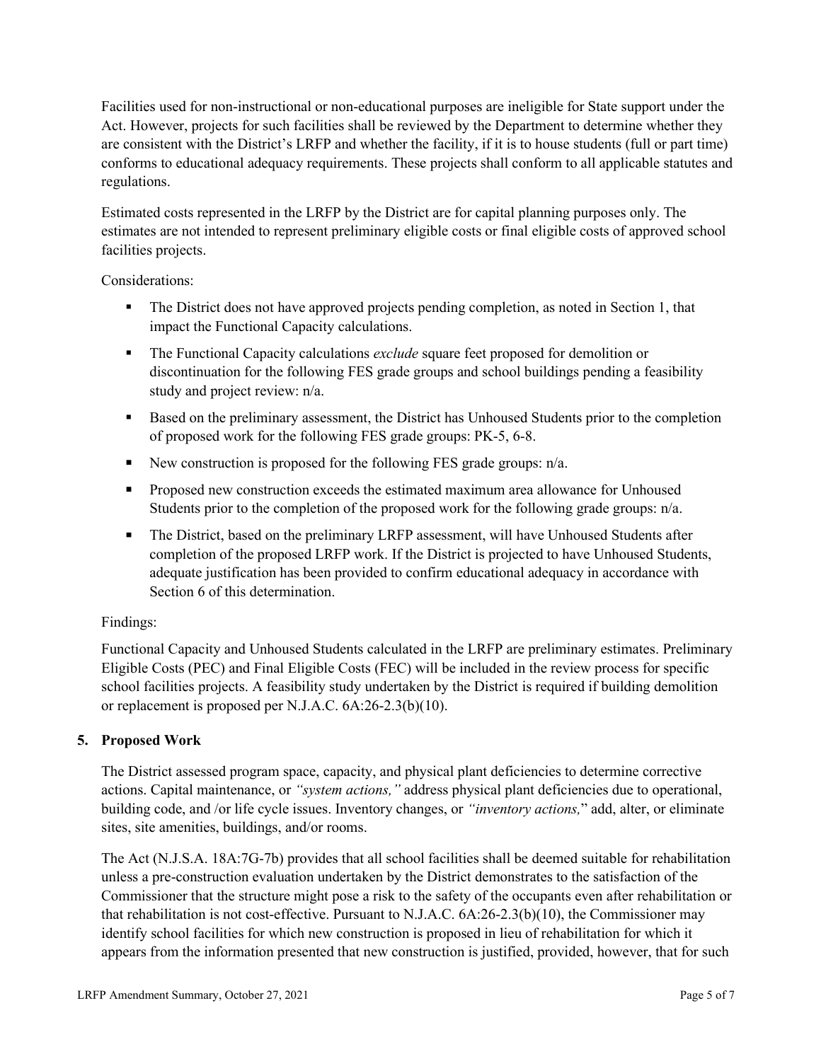Facilities used for non-instructional or non-educational purposes are ineligible for State support under the Act. However, projects for such facilities shall be reviewed by the Department to determine whether they are consistent with the District's LRFP and whether the facility, if it is to house students (full or part time) conforms to educational adequacy requirements. These projects shall conform to all applicable statutes and regulations.

Estimated costs represented in the LRFP by the District are for capital planning purposes only. The estimates are not intended to represent preliminary eligible costs or final eligible costs of approved school facilities projects.

Considerations:

- The District does not have approved projects pending completion, as noted in Section 1, that impact the Functional Capacity calculations.
- The Functional Capacity calculations *exclude* square feet proposed for demolition or discontinuation for the following FES grade groups and school buildings pending a feasibility study and project review: n/a.
- Based on the preliminary assessment, the District has Unhoused Students prior to the completion of proposed work for the following FES grade groups: PK-5, 6-8.
- New construction is proposed for the following FES grade groups: n/a.
- Proposed new construction exceeds the estimated maximum area allowance for Unhoused Students prior to the completion of the proposed work for the following grade groups: n/a.
- The District, based on the preliminary LRFP assessment, will have Unhoused Students after completion of the proposed LRFP work. If the District is projected to have Unhoused Students, adequate justification has been provided to confirm educational adequacy in accordance with Section 6 of this determination.

Findings:

Functional Capacity and Unhoused Students calculated in the LRFP are preliminary estimates. Preliminary Eligible Costs (PEC) and Final Eligible Costs (FEC) will be included in the review process for specific school facilities projects. A feasibility study undertaken by the District is required if building demolition or replacement is proposed per N.J.A.C. 6A:26-2.3(b)(10).

## 5. Proposed Work

The District assessed program space, capacity, and physical plant deficiencies to determine corrective actions. Capital maintenance, or *"system actions,"* address physical plant deficiencies due to operational, building code, and /or life cycle issues. Inventory changes, or *"inventory actions,"* add, alter, or eliminate sites, site amenities, buildings, and/or rooms.

The Act (N.J.S.A. 18A:7G-7b) provides that all school facilities shall be deemed suitable for rehabilitation unless a pre-construction evaluation undertaken by the District demonstrates to the satisfaction of the Commissioner that the structure might pose a risk to the safety of the occupants even after rehabilitation or that rehabilitation is not cost-effective. Pursuant to N.J.A.C. 6A:26-2.3(b)(10), the Commissioner may identify school facilities for which new construction is proposed in lieu of rehabilitation for which it appears from the information presented that new construction is justified, provided, however, that for such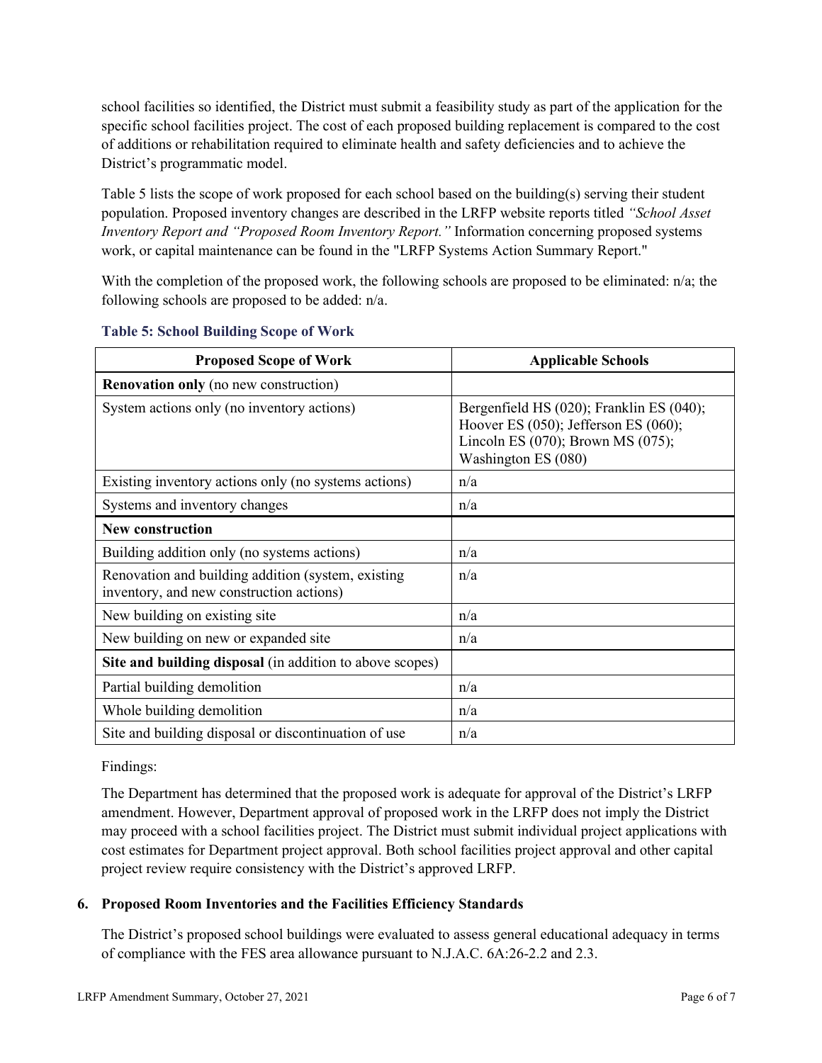school facilities so identified, the District must submit a feasibility study as part of the application for the specific school facilities project. The cost of each proposed building replacement is compared to the cost of additions or rehabilitation required to eliminate health and safety deficiencies and to achieve the District's programmatic model.

Table 5 lists the scope of work proposed for each school based on the building(s) serving their student population. Proposed inventory changes are described in the LRFP website reports titled *"School Asset Inventory Report and "Proposed Room Inventory Report."* Information concerning proposed systems work, or capital maintenance can be found in the "LRFP Systems Action Summary Report."

With the completion of the proposed work, the following schools are proposed to be eliminated: n/a; the following schools are proposed to be added: n/a.

**Table 5: School Building Scope of Work**

| Proposed Scope of Work | Applicable Schools |
|---|---|
| **Renovation only** (no new construction) | |
| System actions only (no inventory actions) | Bergenfield HS (020); Franklin ES (040); Hoover ES (050); Jefferson ES (060); Lincoln ES (070); Brown MS (075); Washington ES (080) |
| Existing inventory actions only (no systems actions) | n/a |
| Systems and inventory changes | n/a |
| **New construction** | |
| Building addition only (no systems actions) | n/a |
| Renovation and building addition (system, existing inventory, and new construction actions) | n/a |
| New building on existing site | n/a |
| New building on new or expanded site | n/a |
| **Site and building disposal** (in addition to above scopes) | |
| Partial building demolition | n/a |
| Whole building demolition | n/a |
| Site and building disposal or discontinuation of use | n/a |

Findings:

The Department has determined that the proposed work is adequate for approval of the District's LRFP amendment. However, Department approval of proposed work in the LRFP does not imply the District may proceed with a school facilities project. The District must submit individual project applications with cost estimates for Department project approval. Both school facilities project approval and other capital project review require consistency with the District's approved LRFP.

### 6. Proposed Room Inventories and the Facilities Efficiency Standards

The District's proposed school buildings were evaluated to assess general educational adequacy in terms of compliance with the FES area allowance pursuant to N.J.A.C. 6A:26-2.2 and 2.3.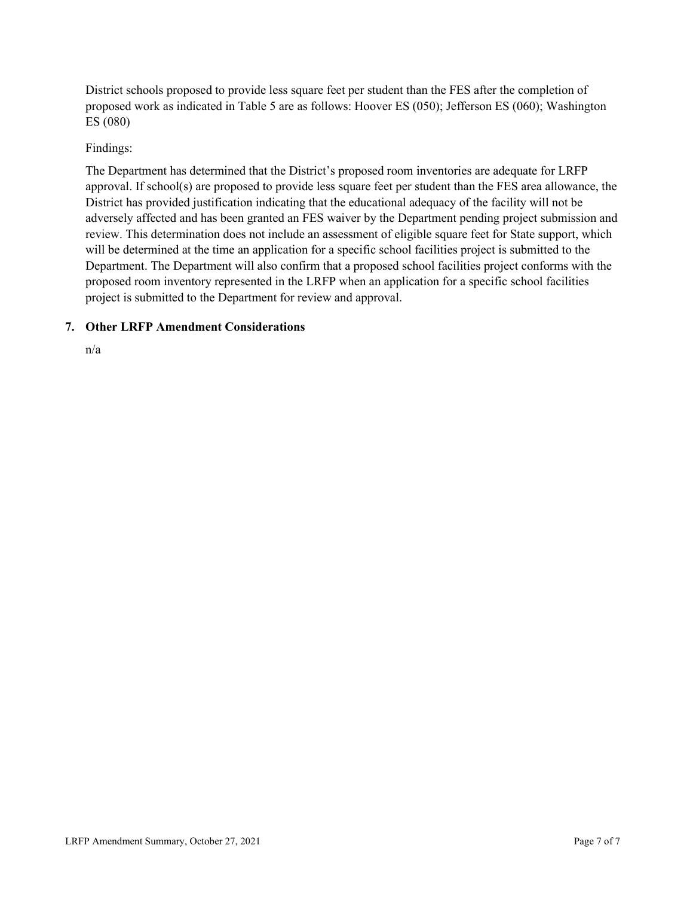District schools proposed to provide less square feet per student than the FES after the completion of proposed work as indicated in Table 5 are as follows: Hoover ES (050); Jefferson ES (060); Washington ES (080)

Findings:

The Department has determined that the District's proposed room inventories are adequate for LRFP approval. If school(s) are proposed to provide less square feet per student than the FES area allowance, the District has provided justification indicating that the educational adequacy of the facility will not be adversely affected and has been granted an FES waiver by the Department pending project submission and review. This determination does not include an assessment of eligible square feet for State support, which will be determined at the time an application for a specific school facilities project is submitted to the Department. The Department will also confirm that a proposed school facilities project conforms with the proposed room inventory represented in the LRFP when an application for a specific school facilities project is submitted to the Department for review and approval.

## 7. Other LRFP Amendment Considerations

n/a